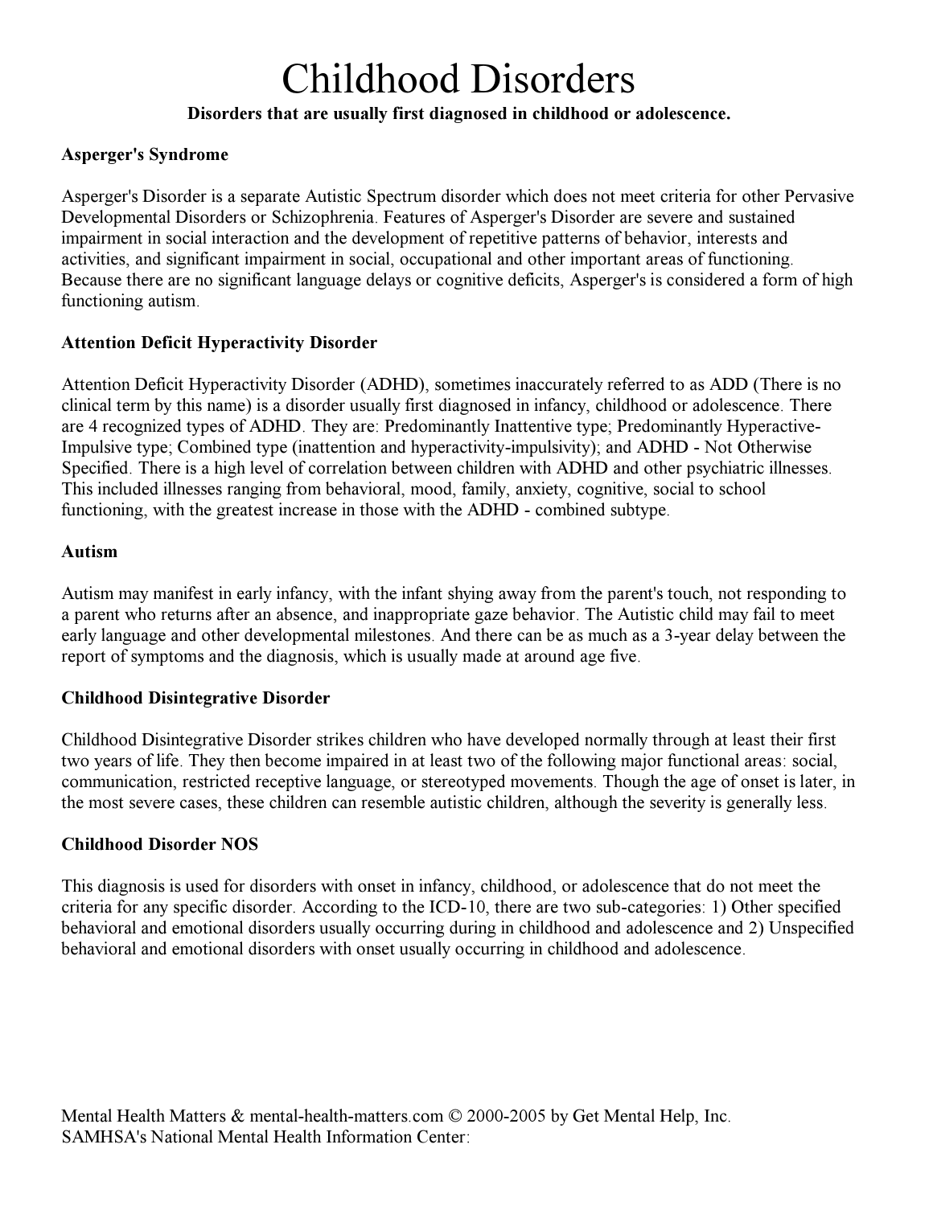# Childhood Disorders

**Disorders that are usually first diagnosed in childhood or adolescence.**

**Asperger's Syndrome**

Asperger's Disorder is a separate Autistic Spectrum disorder which does not meet criteria for other Pervasive Developmental Disorders or Schizophrenia. Features of Asperger's Disorder are severe and sustained impairment in social interaction and the development of repetitive patterns of behavior, interests and activities, and significant impairment in social, occupational and other important areas of functioning. Because there are no significant language delays or cognitive deficits, Asperger's is considered a form of high functioning autism.

**Attention Deficit Hyperactivity Disorder**

Attention Deficit Hyperactivity Disorder (ADHD), sometimes inaccurately referred to as ADD (There is no clinical term by this name) is a disorder usually first diagnosed in infancy, childhood or adolescence. There are 4 recognized types of ADHD. They are: Predominantly Inattentive type; Predominantly Hyperactive-Impulsive type; Combined type (inattention and hyperactivity-impulsivity); and ADHD - Not Otherwise Specified. There is a high level of correlation between children with ADHD and other psychiatric illnesses. This included illnesses ranging from behavioral, mood, family, anxiety, cognitive, social to school functioning, with the greatest increase in those with the ADHD - combined subtype.

**Autism**

Autism may manifest in early infancy, with the infant shying away from the parent's touch, not responding to a parent who returns after an absence, and inappropriate gaze behavior. The Autistic child may fail to meet early language and other developmental milestones. And there can be as much as a 3-year delay between the report of symptoms and the diagnosis, which is usually made at around age five.

**Childhood Disintegrative Disorder**

Childhood Disintegrative Disorder strikes children who have developed normally through at least their first two years of life. They then become impaired in at least two of the following major functional areas: social, communication, restricted receptive language, or stereotyped movements. Though the age of onset is later, in the most severe cases, these children can resemble autistic children, although the severity is generally less.

**Childhood Disorder NOS**

This diagnosis is used for disorders with onset in infancy, childhood, or adolescence that do not meet the criteria for any specific disorder. According to the ICD-10, there are two sub-categories: 1) Other specified behavioral and emotional disorders usually occurring during in childhood and adolescence and 2) Unspecified behavioral and emotional disorders with onset usually occurring in childhood and adolescence.

Mental Health Matters & mental-health-matters.com © 2000-2005 by Get Mental Help, Inc.
SAMHSA's National Mental Health Information Center: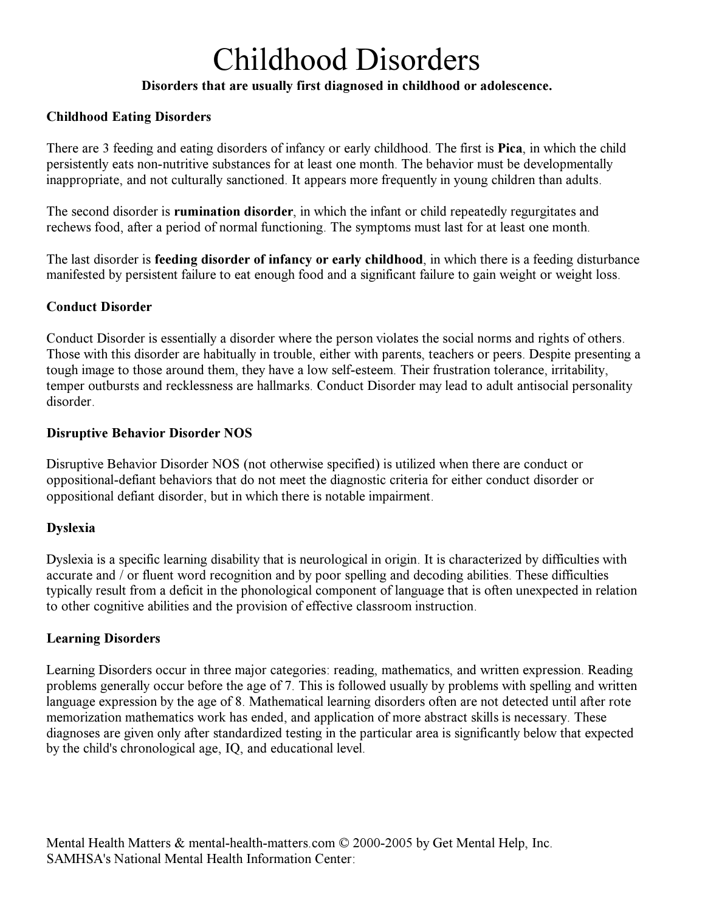# Childhood Disorders

**Disorders that are usually first diagnosed in childhood or adolescence.**

### Childhood Eating Disorders

There are 3 feeding and eating disorders of infancy or early childhood. The first is **Pica**, in which the child persistently eats non-nutritive substances for at least one month. The behavior must be developmentally inappropriate, and not culturally sanctioned. It appears more frequently in young children than adults.

The second disorder is **rumination disorder**, in which the infant or child repeatedly regurgitates and rechews food, after a period of normal functioning. The symptoms must last for at least one month.

The last disorder is **feeding disorder of infancy or early childhood**, in which there is a feeding disturbance manifested by persistent failure to eat enough food and a significant failure to gain weight or weight loss.

### Conduct Disorder

Conduct Disorder is essentially a disorder where the person violates the social norms and rights of others. Those with this disorder are habitually in trouble, either with parents, teachers or peers. Despite presenting a tough image to those around them, they have a low self-esteem. Their frustration tolerance, irritability, temper outbursts and recklessness are hallmarks. Conduct Disorder may lead to adult antisocial personality disorder.

### Disruptive Behavior Disorder NOS

Disruptive Behavior Disorder NOS (not otherwise specified) is utilized when there are conduct or oppositional-defiant behaviors that do not meet the diagnostic criteria for either conduct disorder or oppositional defiant disorder, but in which there is notable impairment.

### Dyslexia

Dyslexia is a specific learning disability that is neurological in origin. It is characterized by difficulties with accurate and / or fluent word recognition and by poor spelling and decoding abilities. These difficulties typically result from a deficit in the phonological component of language that is often unexpected in relation to other cognitive abilities and the provision of effective classroom instruction.

### Learning Disorders

Learning Disorders occur in three major categories: reading, mathematics, and written expression. Reading problems generally occur before the age of 7. This is followed usually by problems with spelling and written language expression by the age of 8. Mathematical learning disorders often are not detected until after rote memorization mathematics work has ended, and application of more abstract skills is necessary. These diagnoses are given only after standardized testing in the particular area is significantly below that expected by the child's chronological age, IQ, and educational level.

Mental Health Matters & mental-health-matters.com © 2000-2005 by Get Mental Help, Inc.
SAMHSA's National Mental Health Information Center: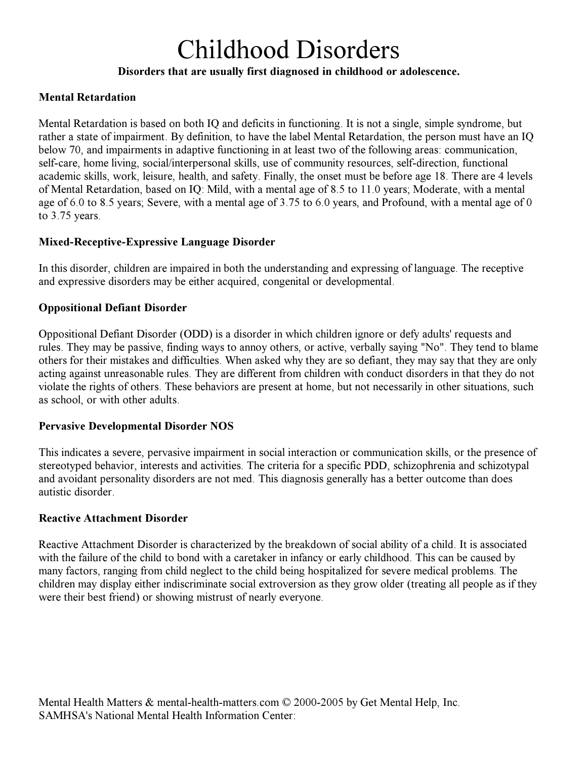# Childhood Disorders

**Disorders that are usually first diagnosed in childhood or adolescence.**

### Mental Retardation

Mental Retardation is based on both IQ and deficits in functioning. It is not a single, simple syndrome, but rather a state of impairment. By definition, to have the label Mental Retardation, the person must have an IQ below 70, and impairments in adaptive functioning in at least two of the following areas: communication, self-care, home living, social/interpersonal skills, use of community resources, self-direction, functional academic skills, work, leisure, health, and safety. Finally, the onset must be before age 18. There are 4 levels of Mental Retardation, based on IQ: Mild, with a mental age of 8.5 to 11.0 years; Moderate, with a mental age of 6.0 to 8.5 years; Severe, with a mental age of 3.75 to 6.0 years, and Profound, with a mental age of 0 to 3.75 years.

### Mixed-Receptive-Expressive Language Disorder

In this disorder, children are impaired in both the understanding and expressing of language. The receptive and expressive disorders may be either acquired, congenital or developmental.

### Oppositional Defiant Disorder

Oppositional Defiant Disorder (ODD) is a disorder in which children ignore or defy adults' requests and rules. They may be passive, finding ways to annoy others, or active, verbally saying "No". They tend to blame others for their mistakes and difficulties. When asked why they are so defiant, they may say that they are only acting against unreasonable rules. They are different from children with conduct disorders in that they do not violate the rights of others. These behaviors are present at home, but not necessarily in other situations, such as school, or with other adults.

### Pervasive Developmental Disorder NOS

This indicates a severe, pervasive impairment in social interaction or communication skills, or the presence of stereotyped behavior, interests and activities. The criteria for a specific PDD, schizophrenia and schizotypal and avoidant personality disorders are not med. This diagnosis generally has a better outcome than does autistic disorder.

### Reactive Attachment Disorder

Reactive Attachment Disorder is characterized by the breakdown of social ability of a child. It is associated with the failure of the child to bond with a caretaker in infancy or early childhood. This can be caused by many factors, ranging from child neglect to the child being hospitalized for severe medical problems. The children may display either indiscriminate social extroversion as they grow older (treating all people as if they were their best friend) or showing mistrust of nearly everyone.

Mental Health Matters & mental-health-matters.com © 2000-2005 by Get Mental Help, Inc.
SAMHSA's National Mental Health Information Center: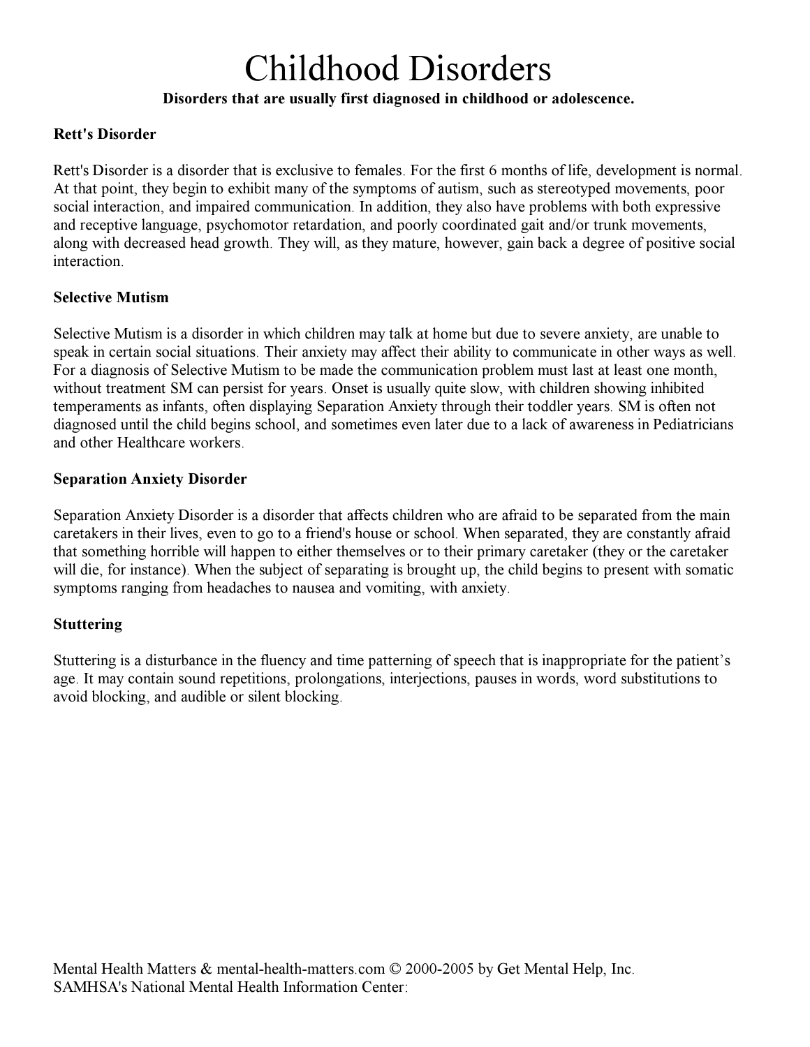# Childhood Disorders

**Disorders that are usually first diagnosed in childhood or adolescence.**

## Rett's Disorder

Rett's Disorder is a disorder that is exclusive to females. For the first 6 months of life, development is normal. At that point, they begin to exhibit many of the symptoms of autism, such as stereotyped movements, poor social interaction, and impaired communication. In addition, they also have problems with both expressive and receptive language, psychomotor retardation, and poorly coordinated gait and/or trunk movements, along with decreased head growth. They will, as they mature, however, gain back a degree of positive social interaction.

## Selective Mutism

Selective Mutism is a disorder in which children may talk at home but due to severe anxiety, are unable to speak in certain social situations. Their anxiety may affect their ability to communicate in other ways as well. For a diagnosis of Selective Mutism to be made the communication problem must last at least one month, without treatment SM can persist for years. Onset is usually quite slow, with children showing inhibited temperaments as infants, often displaying Separation Anxiety through their toddler years. SM is often not diagnosed until the child begins school, and sometimes even later due to a lack of awareness in Pediatricians and other Healthcare workers.

## Separation Anxiety Disorder

Separation Anxiety Disorder is a disorder that affects children who are afraid to be separated from the main caretakers in their lives, even to go to a friend's house or school. When separated, they are constantly afraid that something horrible will happen to either themselves or to their primary caretaker (they or the caretaker will die, for instance). When the subject of separating is brought up, the child begins to present with somatic symptoms ranging from headaches to nausea and vomiting, with anxiety.

## Stuttering

Stuttering is a disturbance in the fluency and time patterning of speech that is inappropriate for the patient's age. It may contain sound repetitions, prolongations, interjections, pauses in words, word substitutions to avoid blocking, and audible or silent blocking.

Mental Health Matters & mental-health-matters.com © 2000-2005 by Get Mental Help, Inc.
SAMHSA's National Mental Health Information Center: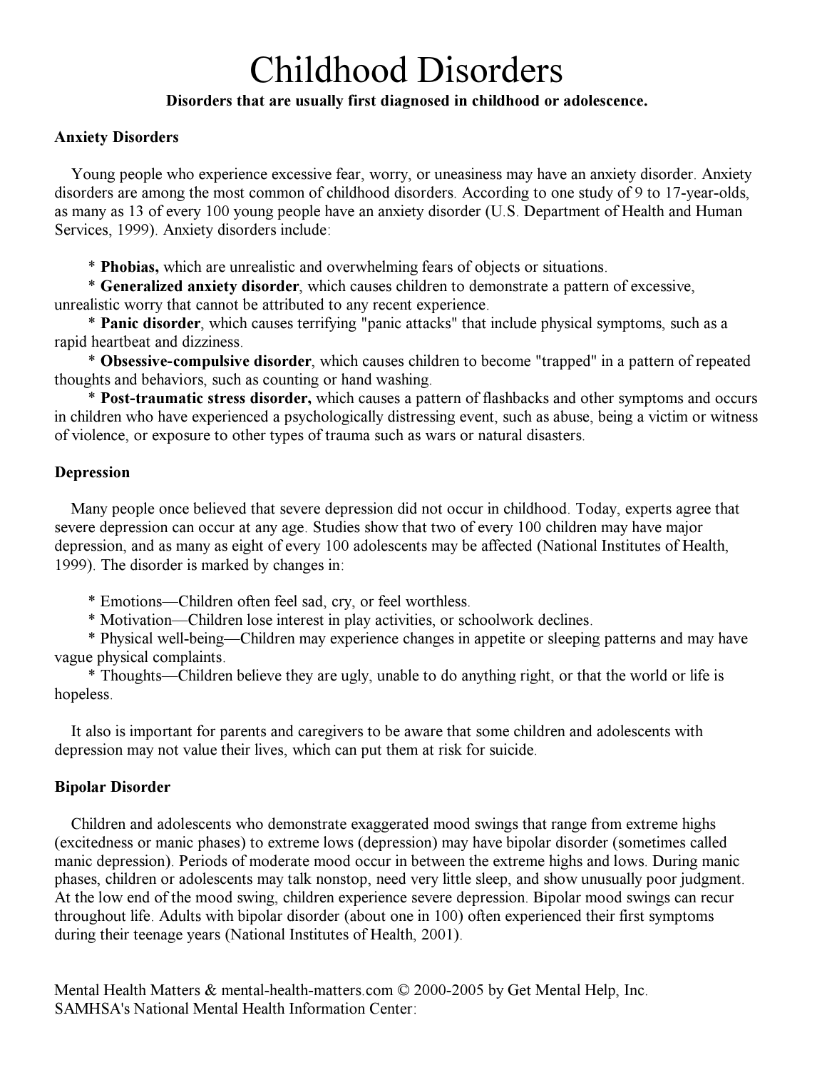# Childhood Disorders

**Disorders that are usually first diagnosed in childhood or adolescence.**

**Anxiety Disorders**

Young people who experience excessive fear, worry, or uneasiness may have an anxiety disorder. Anxiety disorders are among the most common of childhood disorders. According to one study of 9 to 17-year-olds, as many as 13 of every 100 young people have an anxiety disorder (U.S. Department of Health and Human Services, 1999). Anxiety disorders include:

* **Phobias,** which are unrealistic and overwhelming fears of objects or situations.
* **Generalized anxiety disorder**, which causes children to demonstrate a pattern of excessive, unrealistic worry that cannot be attributed to any recent experience.
* **Panic disorder**, which causes terrifying "panic attacks" that include physical symptoms, such as a rapid heartbeat and dizziness.
* **Obsessive-compulsive disorder**, which causes children to become "trapped" in a pattern of repeated thoughts and behaviors, such as counting or hand washing.
* **Post-traumatic stress disorder,** which causes a pattern of flashbacks and other symptoms and occurs in children who have experienced a psychologically distressing event, such as abuse, being a victim or witness of violence, or exposure to other types of trauma such as wars or natural disasters.

**Depression**

Many people once believed that severe depression did not occur in childhood. Today, experts agree that severe depression can occur at any age. Studies show that two of every 100 children may have major depression, and as many as eight of every 100 adolescents may be affected (National Institutes of Health, 1999). The disorder is marked by changes in:

* Emotions—Children often feel sad, cry, or feel worthless.
* Motivation—Children lose interest in play activities, or schoolwork declines.
* Physical well-being—Children may experience changes in appetite or sleeping patterns and may have vague physical complaints.
* Thoughts—Children believe they are ugly, unable to do anything right, or that the world or life is hopeless.

It also is important for parents and caregivers to be aware that some children and adolescents with depression may not value their lives, which can put them at risk for suicide.

**Bipolar Disorder**

Children and adolescents who demonstrate exaggerated mood swings that range from extreme highs (excitedness or manic phases) to extreme lows (depression) may have bipolar disorder (sometimes called manic depression). Periods of moderate mood occur in between the extreme highs and lows. During manic phases, children or adolescents may talk nonstop, need very little sleep, and show unusually poor judgment. At the low end of the mood swing, children experience severe depression. Bipolar mood swings can recur throughout life. Adults with bipolar disorder (about one in 100) often experienced their first symptoms during their teenage years (National Institutes of Health, 2001).

Mental Health Matters & mental-health-matters.com © 2000-2005 by Get Mental Help, Inc.
SAMHSA's National Mental Health Information Center: